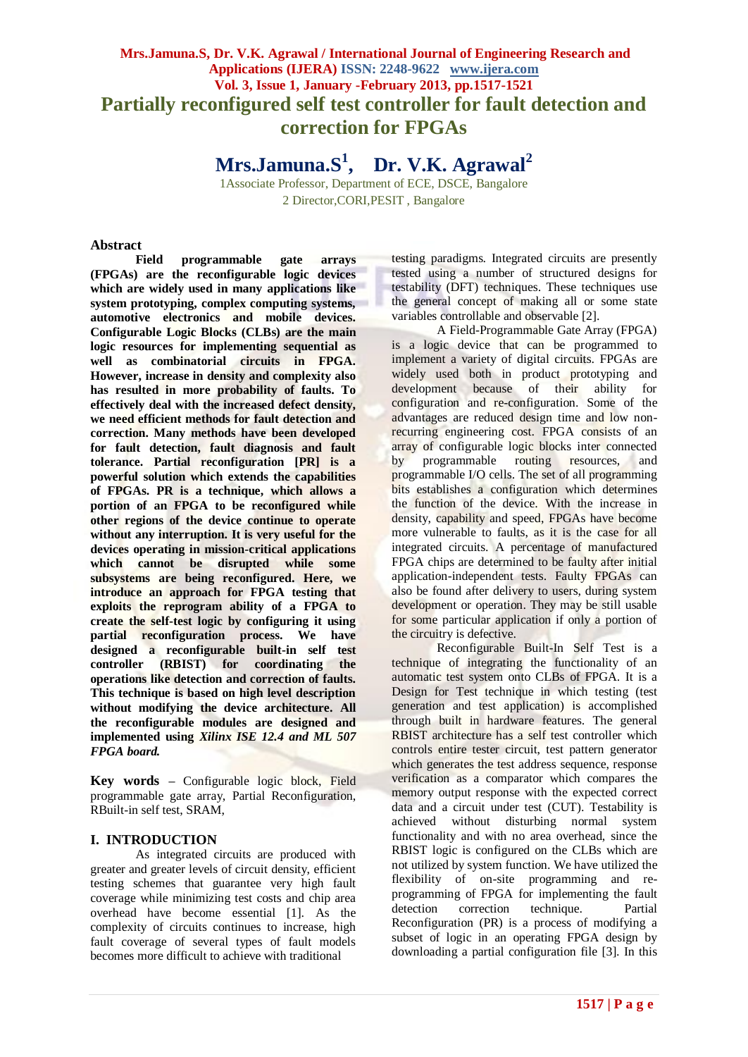# Partially reconfigured self test controller for fault detection and correction for FPGAs

## Mrs.Jamuna.S[1], Dr. V.K. Agrawal[2]

1Associate Professor, Department of ECE, DSCE, Bangalore
2 Director,CORI,PESIT , Bangalore

## Abstract

**Field programmable gate arrays (FPGAs) are the reconfigurable logic devices which are widely used in many applications like system prototyping, complex computing systems, automotive electronics and mobile devices. Configurable Logic Blocks (CLBs) are the main logic resources for implementing sequential as well as combinatorial circuits in FPGA. However, increase in density and complexity also has resulted in more probability of faults. To effectively deal with the increased defect density, we need efficient methods for fault detection and correction. Many methods have been developed for fault detection, fault diagnosis and fault tolerance. Partial reconfiguration [PR] is a powerful solution which extends the capabilities of FPGAs. PR is a technique, which allows a portion of an FPGA to be reconfigured while other regions of the device continue to operate without any interruption. It is very useful for the devices operating in mission-critical applications which cannot be disrupted while some subsystems are being reconfigured. Here, we introduce an approach for FPGA testing that exploits the reprogram ability of a FPGA to create the self-test logic by configuring it using partial reconfiguration process. We have designed a reconfigurable built-in self test controller (RBIST) for coordinating the operations like detection and correction of faults. This technique is based on high level description without modifying the device architecture. All the reconfigurable modules are designed and implemented using *Xilinx ISE 12.4 and ML 507 FPGA board.***

**Key words** – Configurable logic block, Field programmable gate array, Partial Reconfiguration, RBuilt-in self test, SRAM,

## I. INTRODUCTION

As integrated circuits are produced with greater and greater levels of circuit density, efficient testing schemes that guarantee very high fault coverage while minimizing test costs and chip area overhead have become essential [1]. As the complexity of circuits continues to increase, high fault coverage of several types of fault models becomes more difficult to achieve with traditional testing paradigms. Integrated circuits are presently tested using a number of structured designs for testability (DFT) techniques. These techniques use the general concept of making all or some state variables controllable and observable [2].

A Field-Programmable Gate Array (FPGA) is a logic device that can be programmed to implement a variety of digital circuits. FPGAs are widely used both in product prototyping and development because of their ability for configuration and re-configuration. Some of the advantages are reduced design time and low non-recurring engineering cost. FPGA consists of an array of configurable logic blocks inter connected by programmable routing resources, and programmable I/O cells. The set of all programming bits establishes a configuration which determines the function of the device. With the increase in density, capability and speed, FPGAs have become more vulnerable to faults, as it is the case for all integrated circuits. A percentage of manufactured FPGA chips are determined to be faulty after initial application-independent tests. Faulty FPGAs can also be found after delivery to users, during system development or operation. They may be still usable for some particular application if only a portion of the circuitry is defective.

Reconfigurable Built-In Self Test is a technique of integrating the functionality of an automatic test system onto CLBs of FPGA. It is a Design for Test technique in which testing (test generation and test application) is accomplished through built in hardware features. The general RBIST architecture has a self test controller which controls entire tester circuit, test pattern generator which generates the test address sequence, response verification as a comparator which compares the memory output response with the expected correct data and a circuit under test (CUT). Testability is achieved without disturbing normal system functionality and with no area overhead, since the RBIST logic is configured on the CLBs which are not utilized by system function. We have utilized the flexibility of on-site programming and re-programming of FPGA for implementing the fault detection correction technique. Partial Reconfiguration (PR) is a process of modifying a subset of logic in an operating FPGA design by downloading a partial configuration file [3]. In this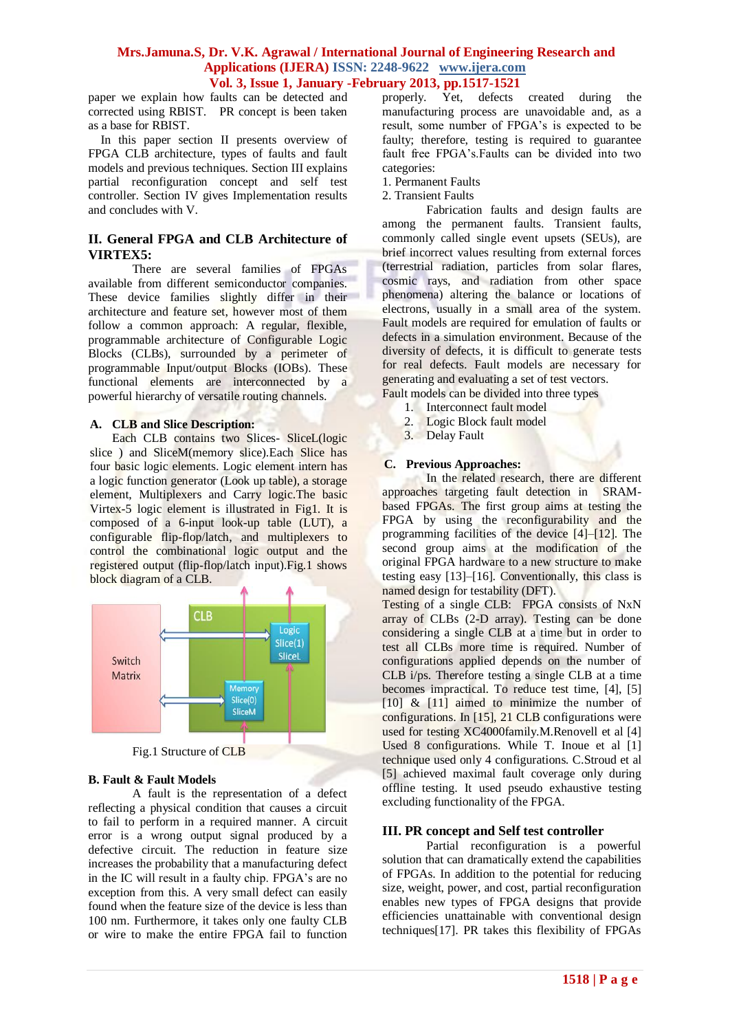paper we explain how faults can be detected and corrected using RBIST. PR concept is been taken as a base for RBIST.

In this paper section II presents overview of FPGA CLB architecture, types of faults and fault models and previous techniques. Section III explains partial reconfiguration concept and self test controller. Section IV gives Implementation results and concludes with V.

## II. General FPGA and CLB Architecture of VIRTEX5:

There are several families of FPGAs available from different semiconductor companies. These device families slightly differ in their architecture and feature set, however most of them follow a common approach: A regular, flexible, programmable architecture of Configurable Logic Blocks (CLBs), surrounded by a perimeter of programmable Input/output Blocks (IOBs). These functional elements are interconnected by a powerful hierarchy of versatile routing channels.

### A. CLB and Slice Description:

Each CLB contains two Slices- SliceL(logic slice ) and SliceM(memory slice).Each Slice has four basic logic elements. Logic element intern has a logic function generator (Look up table), a storage element, Multiplexers and Carry logic.The basic Virtex-5 logic element is illustrated in Fig1. It is composed of a 6-input look-up table (LUT), a configurable flip-flop/latch, and multiplexers to control the combinational logic output and the registered output (flip-flop/latch input).Fig.1 shows block diagram of a CLB.

Switch Matrix | CLB | Logic Slice(1) SliceL | Memory Slice(0) SliceM

Fig.1 Structure of CLB

### B. Fault & Fault Models

A fault is the representation of a defect reflecting a physical condition that causes a circuit to fail to perform in a required manner. A circuit error is a wrong output signal produced by a defective circuit. The reduction in feature size increases the probability that a manufacturing defect in the IC will result in a faulty chip. FPGA's are no exception from this. A very small defect can easily found when the feature size of the device is less than 100 nm. Furthermore, it takes only one faulty CLB or wire to make the entire FPGA fail to function properly. Yet, defects created during the manufacturing process are unavoidable and, as a result, some number of FPGA's is expected to be faulty; therefore, testing is required to guarantee fault free FPGA's.Faults can be divided into two categories:

1. Permanent Faults
2. Transient Faults

Fabrication faults and design faults are among the permanent faults. Transient faults, commonly called single event upsets (SEUs), are brief incorrect values resulting from external forces (terrestrial radiation, particles from solar flares, cosmic rays, and radiation from other space phenomena) altering the balance or locations of electrons, usually in a small area of the system. Fault models are required for emulation of faults or defects in a simulation environment. Because of the diversity of defects, it is difficult to generate tests for real defects. Fault models are necessary for generating and evaluating a set of test vectors.

Fault models can be divided into three types

1. Interconnect fault model
2. Logic Block fault model
3. Delay Fault

### C. Previous Approaches:

In the related research, there are different approaches targeting fault detection in SRAM-based FPGAs. The first group aims at testing the FPGA by using the reconfigurability and the programming facilities of the device [4]–[12]. The second group aims at the modification of the original FPGA hardware to a new structure to make testing easy [13]–[16]. Conventionally, this class is named design for testability (DFT).

Testing of a single CLB: FPGA consists of NxN array of CLBs (2-D array). Testing can be done considering a single CLB at a time but in order to test all CLBs more time is required. Number of configurations applied depends on the number of CLB i/ps. Therefore testing a single CLB at a time becomes impractical. To reduce test time, [4], [5] [10] & [11] aimed to minimize the number of configurations. In [15], 21 CLB configurations were used for testing XC4000family.M.Renovell et al [4] Used 8 configurations. While T. Inoue et al [1] technique used only 4 configurations. C.Stroud et al [5] achieved maximal fault coverage only during offline testing. It used pseudo exhaustive testing excluding functionality of the FPGA.

## III. PR concept and Self test controller

Partial reconfiguration is a powerful solution that can dramatically extend the capabilities of FPGAs. In addition to the potential for reducing size, weight, power, and cost, partial reconfiguration enables new types of FPGA designs that provide efficiencies unattainable with conventional design techniques[17]. PR takes this flexibility of FPGAs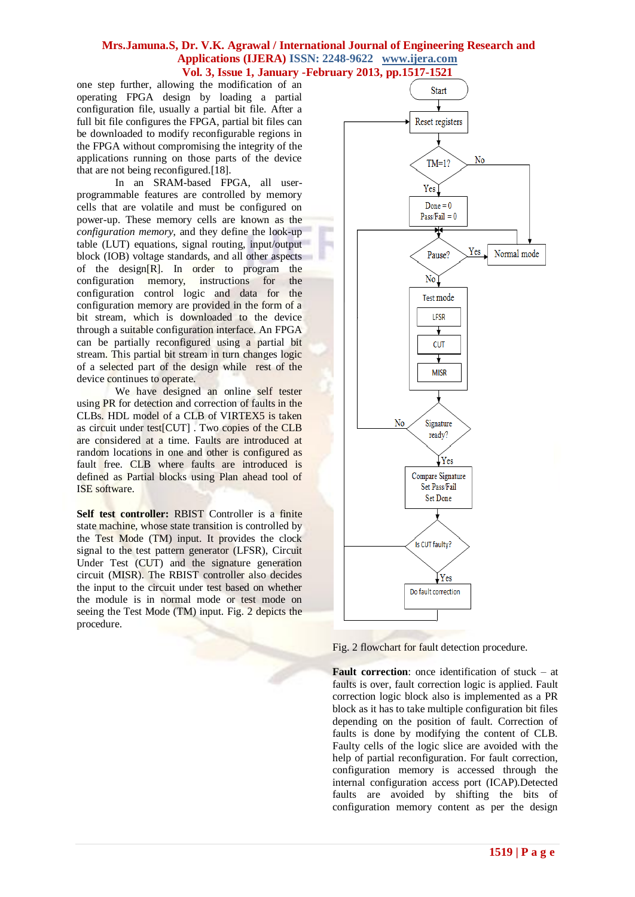one step further, allowing the modification of an operating FPGA design by loading a partial configuration file, usually a partial bit file. After a full bit file configures the FPGA, partial bit files can be downloaded to modify reconfigurable regions in the FPGA without compromising the integrity of the applications running on those parts of the device that are not being reconfigured.[18].

In an SRAM-based FPGA, all user-programmable features are controlled by memory cells that are volatile and must be configured on power-up. These memory cells are known as the *configuration memory*, and they define the look-up table (LUT) equations, signal routing, input/output block (IOB) voltage standards, and all other aspects of the design[R]. In order to program the configuration memory, instructions for the configuration control logic and data for the configuration memory are provided in the form of a bit stream, which is downloaded to the device through a suitable configuration interface. An FPGA can be partially reconfigured using a partial bit stream. This partial bit stream in turn changes logic of a selected part of the design while rest of the device continues to operate.

We have designed an online self tester using PR for detection and correction of faults in the CLBs. HDL model of a CLB of VIRTEX5 is taken as circuit under test[CUT] . Two copies of the CLB are considered at a time. Faults are introduced at random locations in one and other is configured as fault free. CLB where faults are introduced is defined as Partial blocks using Plan ahead tool of ISE software.

**Self test controller:** RBIST Controller is a finite state machine, whose state transition is controlled by the Test Mode (TM) input. It provides the clock signal to the test pattern generator (LFSR), Circuit Under Test (CUT) and the signature generation circuit (MISR). The RBIST controller also decides the input to the circuit under test based on whether the module is in normal mode or test mode on seeing the Test Mode (TM) input. Fig. 2 depicts the procedure.

```
Start
  -> Reset registers
  -> TM=1? --No--> Normal mode
     Yes
  -> Done = 0, Pass/Fail = 0
  -> Pause? --Yes--> Normal mode
     No
  -> Test mode [LFSR -> CUT -> MISR]
  -> Signature ready? --No--> (back to Pause?)
     Yes
  -> Compare Signature, Set Pass/Fail, Set Done
  -> Is CUT faulty? --No--> (back to Reset registers)
     Yes
  -> Do fault correction -> (back to Reset registers)
```

Fig. 2 flowchart for fault detection procedure.

**Fault correction**: once identification of stuck – at faults is over, fault correction logic is applied. Fault correction logic block also is implemented as a PR block as it has to take multiple configuration bit files depending on the position of fault. Correction of faults is done by modifying the content of CLB. Faulty cells of the logic slice are avoided with the help of partial reconfiguration. For fault correction, configuration memory is accessed through the internal configuration access port (ICAP).Detected faults are avoided by shifting the bits of configuration memory content as per the design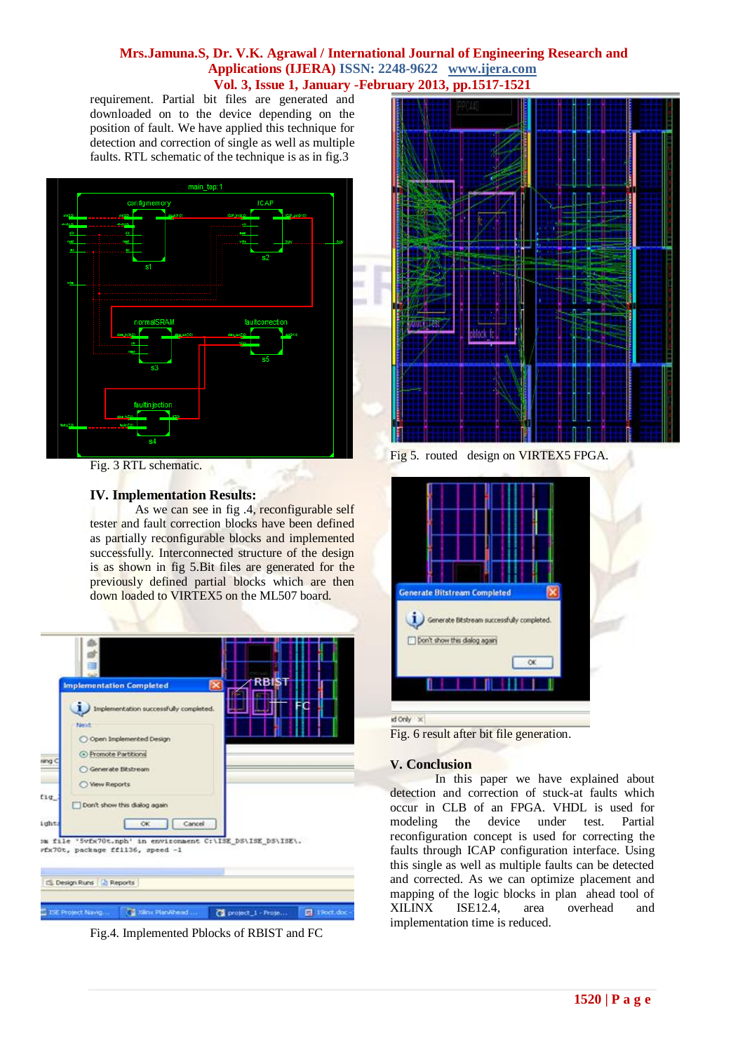requirement. Partial bit files are generated and downloaded on to the device depending on the position of fault. We have applied this technique for detection and correction of single as well as multiple faults. RTL schematic of the technique is as in fig.3

Fig. 3 RTL schematic.

## IV. Implementation Results:

As we can see in fig .4, reconfigurable self tester and fault correction blocks have been defined as partially reconfigurable blocks and implemented successfully. Interconnected structure of the design is as shown in fig 5.Bit files are generated for the previously defined partial blocks which are then down loaded to VIRTEX5 on the ML507 board.

Fig.4. Implemented Pblocks of RBIST and FC

Fig 5. routed design on VIRTEX5 FPGA.

Fig. 6 result after bit file generation.

## V. Conclusion

In this paper we have explained about detection and correction of stuck-at faults which occur in CLB of an FPGA. VHDL is used for modeling the device under test. Partial reconfiguration concept is used for correcting the faults through ICAP configuration interface. Using this single as well as multiple faults can be detected and corrected. As we can optimize placement and mapping of the logic blocks in plan ahead tool of XILINX ISE12.4, area overhead and implementation time is reduced.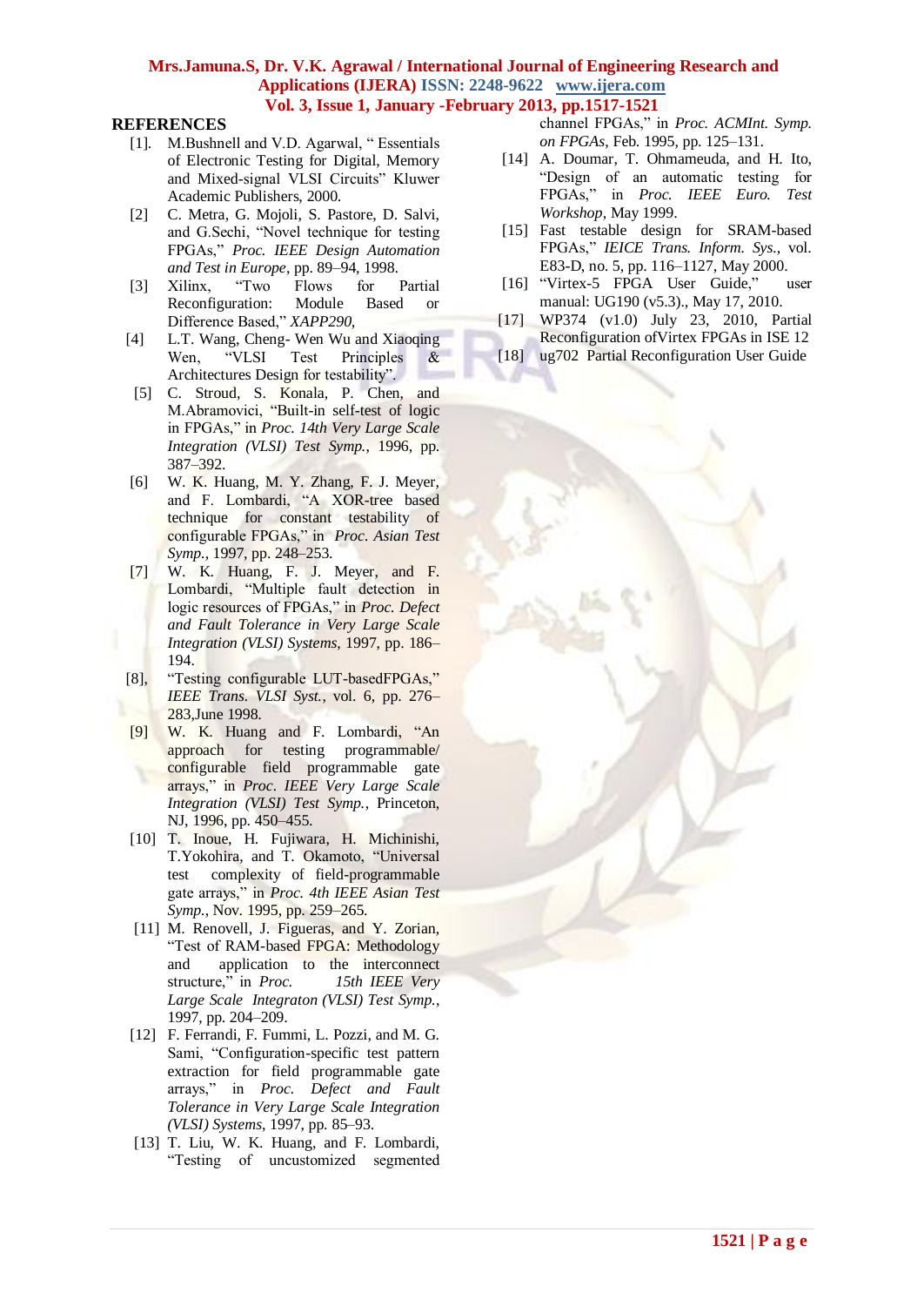## REFERENCES

[1]. M.Bushnell and V.D. Agarwal, " Essentials of Electronic Testing for Digital, Memory and Mixed-signal VLSI Circuits" Kluwer Academic Publishers, 2000.

[2] C. Metra, G. Mojoli, S. Pastore, D. Salvi, and G.Sechi, "Novel technique for testing FPGAs," *Proc. IEEE Design Automation and Test in Europe*, pp. 89–94, 1998.

[3] Xilinx, "Two Flows for Partial Reconfiguration: Module Based or Difference Based," *XAPP290*,

[4] L.T. Wang, Cheng- Wen Wu and Xiaoqing Wen, "VLSI Test Principles & Architectures Design for testability".

[5] C. Stroud, S. Konala, P. Chen, and M.Abramovici, "Built-in self-test of logic in FPGAs," in *Proc. 14th Very Large Scale Integration (VLSI) Test Symp.*, 1996, pp. 387–392.

[6] W. K. Huang, M. Y. Zhang, F. J. Meyer, and F. Lombardi, "A XOR-tree based technique for constant testability of configurable FPGAs," in *Proc. Asian Test Symp.*, 1997, pp. 248–253.

[7] W. K. Huang, F. J. Meyer, and F. Lombardi, "Multiple fault detection in logic resources of FPGAs," in *Proc. Defect and Fault Tolerance in Very Large Scale Integration (VLSI) Systems*, 1997, pp. 186–194.

[8], "Testing configurable LUT-basedFPGAs," *IEEE Trans. VLSI Syst.*, vol. 6, pp. 276–283,June 1998.

[9] W. K. Huang and F. Lombardi, "An approach for testing programmable/ configurable field programmable gate arrays," in *Proc. IEEE Very Large Scale Integration (VLSI) Test Symp.*, Princeton, NJ, 1996, pp. 450–455.

[10] T. Inoue, H. Fujiwara, H. Michinishi, T.Yokohira, and T. Okamoto, "Universal test complexity of field-programmable gate arrays," in *Proc. 4th IEEE Asian Test Symp.*, Nov. 1995, pp. 259–265.

[11] M. Renovell, J. Figueras, and Y. Zorian, "Test of RAM-based FPGA: Methodology and application to the interconnect structure," in *Proc. 15th IEEE Very Large Scale Integraton (VLSI) Test Symp.*, 1997, pp. 204–209.

[12] F. Ferrandi, F. Fummi, L. Pozzi, and M. G. Sami, "Configuration-specific test pattern extraction for field programmable gate arrays," in *Proc. Defect and Fault Tolerance in Very Large Scale Integration (VLSI) Systems*, 1997, pp. 85–93.

[13] T. Liu, W. K. Huang, and F. Lombardi, "Testing of uncustomized segmented channel FPGAs," in *Proc. ACMInt. Symp. on FPGAs*, Feb. 1995, pp. 125–131.

[14] A. Doumar, T. Ohmameuda, and H. Ito, "Design of an automatic testing for FPGAs," in *Proc. IEEE Euro. Test Workshop*, May 1999.

[15] Fast testable design for SRAM-based FPGAs," *IEICE Trans. Inform. Sys.*, vol. E83-D, no. 5, pp. 116–1127, May 2000.

[16] "Virtex-5 FPGA User Guide," user manual: UG190 (v5.3)., May 17, 2010.

[17] WP374 (v1.0) July 23, 2010, Partial Reconfiguration ofVirtex FPGAs in ISE 12

[18] ug702 Partial Reconfiguration User Guide